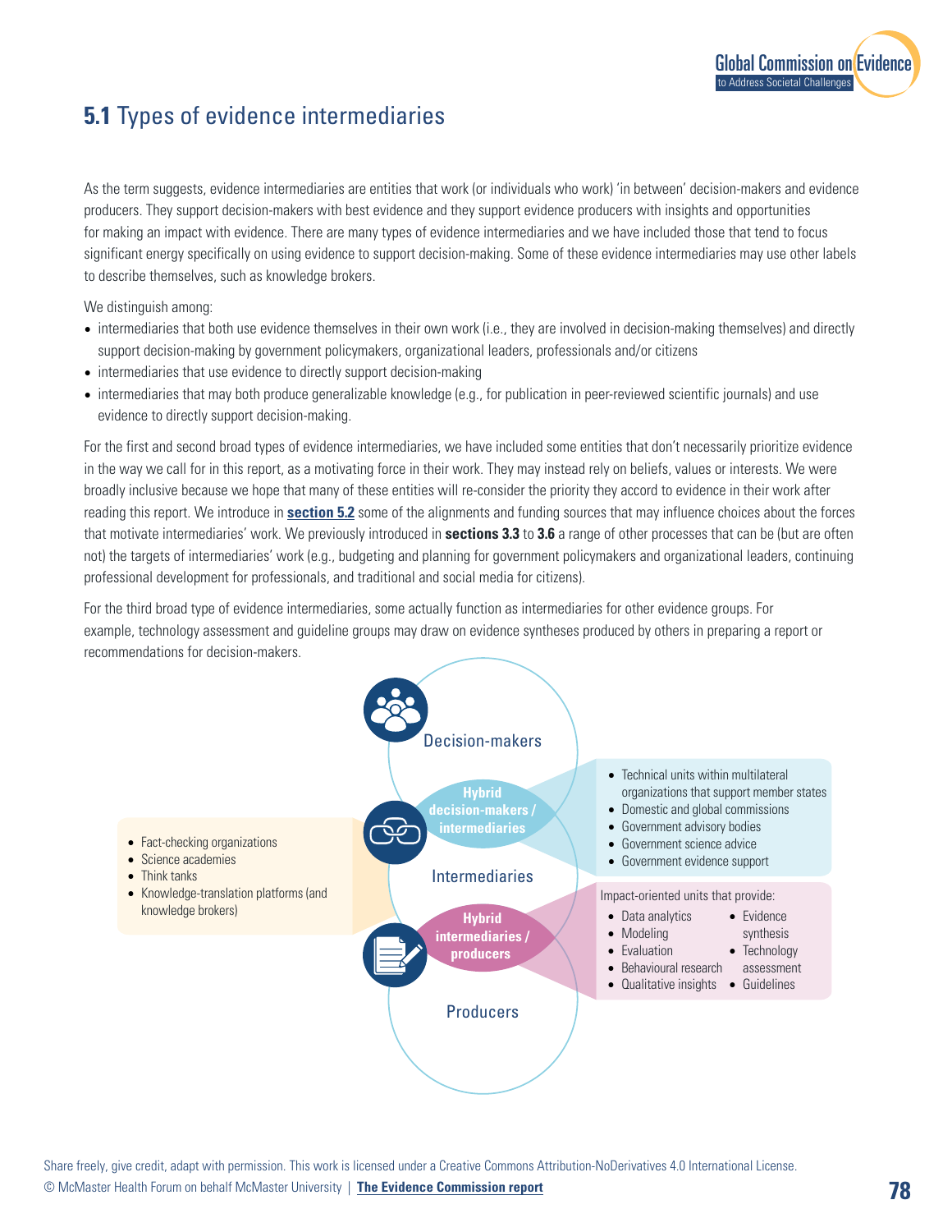## **5.1** Types of evidence intermediaries

As the term suggests, evidence intermediaries are entities that work (or individuals who work) 'in between' decision-makers and evidence producers. They support decision-makers with best evidence and they support evidence producers with insights and opportunities for making an impact with evidence. There are many types of evidence intermediaries and we have included those that tend to focus significant energy specifically on using evidence to support decision-making. Some of these evidence intermediaries may use other labels to describe themselves, such as knowledge brokers.

We distinguish among:

- intermediaries that both use evidence themselves in their own work (i.e., they are involved in decision-making themselves) and directly support decision-making by government policymakers, organizational leaders, professionals and/or citizens
- intermediaries that use evidence to directly support decision-making
- intermediaries that may both produce generalizable knowledge (e.g., for publication in peer-reviewed scientific journals) and use evidence to directly support decision-making.

For the first and second broad types of evidence intermediaries, we have included some entities that don't necessarily prioritize evidence in the way we call for in this report, as a motivating force in their work. They may instead rely on beliefs, values or interests. We were broadly inclusive because we hope that many of these entities will re-consider the priority they accord to evidence in their work after reading this report. We introduce in **section 5.2** some of the alignments and funding sources that may influence choices about the forces that motivate intermediaries' work. We previously introduced in **sections 3.3** to **3.6** a range of other processes that can be (but are often not) the targets of intermediaries' work (e.g., budgeting and planning for government policymakers and organizational leaders, continuing professional development for professionals, and traditional and social media for citizens).

For the third broad type of evidence intermediaries, some actually function as intermediaries for other evidence groups. For example, technology assessment and guideline groups may draw on evidence syntheses produced by others in preparing a report or recommendations for decision-makers.

Decision-makers

**Hybrid decision-makers / intermediaries**

- Technical units within multilateral organizations that support member states
- Domestic and global commissions
- Government advisory bodies
- Government science advice
- Government evidence support

Intermediaries

- Fact-checking organizations
- Science academies
- Think tanks
- Knowledge-translation platforms (and knowledge brokers)

**Hybrid intermediaries / producers**

Impact-oriented units that provide:

- Data analytics
- Modeling
- Evaluation
- Behavioural research
- Qualitative insights
- Evidence synthesis
- Technology assessment
- Guidelines

Producers

Share freely, give credit, adapt with permission. This work is licensed under a Creative Commons Attribution-NoDerivatives 4.0 International License.
© McMaster Health Forum on behalf McMaster University | **The Evidence Commission report**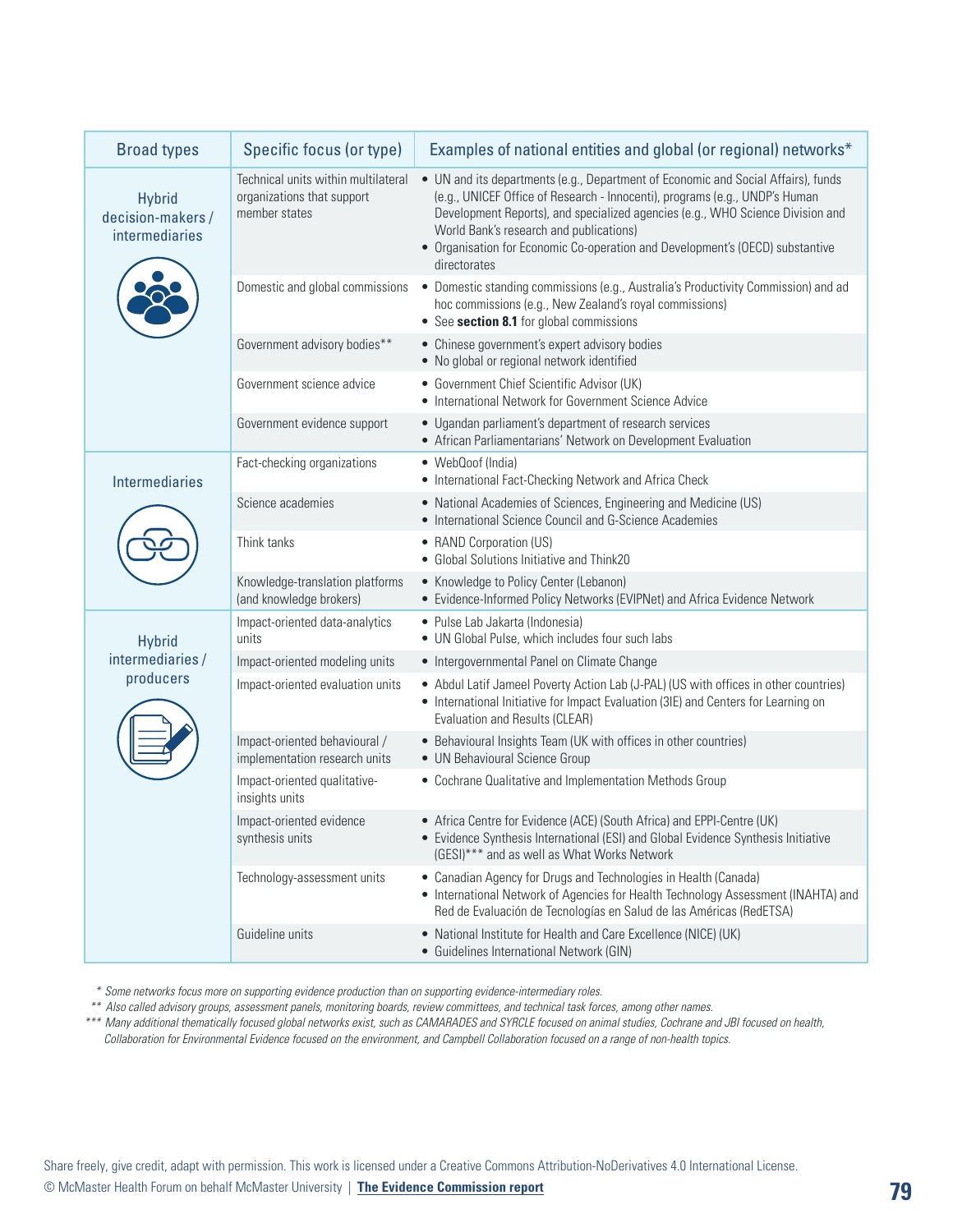| Broad types | Specific focus (or type) | Examples of national entities and global (or regional) networks* |
|---|---|---|
| Hybrid decision-makers / intermediaries | Technical units within multilateral organizations that support member states | • UN and its departments (e.g., Department of Economic and Social Affairs), funds (e.g., UNICEF Office of Research - Innocenti), programs (e.g., UNDP's Human Development Reports), and specialized agencies (e.g., WHO Science Division and World Bank's research and publications)<br>• Organisation for Economic Co-operation and Development's (OECD) substantive directorates |
| | Domestic and global commissions | • Domestic standing commissions (e.g., Australia's Productivity Commission) and ad hoc commissions (e.g., New Zealand's royal commissions)<br>• See **section 8.1** for global commissions |
| | Government advisory bodies** | • Chinese government's expert advisory bodies<br>• No global or regional network identified |
| | Government science advice | • Government Chief Scientific Advisor (UK)<br>• International Network for Government Science Advice |
| | Government evidence support | • Ugandan parliament's department of research services<br>• African Parliamentarians' Network on Development Evaluation |
| Intermediaries | Fact-checking organizations | • WebQoof (India)<br>• International Fact-Checking Network and Africa Check |
| | Science academies | • National Academies of Sciences, Engineering and Medicine (US)<br>• International Science Council and G-Science Academies |
| | Think tanks | • RAND Corporation (US)<br>• Global Solutions Initiative and Think20 |
| | Knowledge-translation platforms (and knowledge brokers) | • Knowledge to Policy Center (Lebanon)<br>• Evidence-Informed Policy Networks (EVIPNet) and Africa Evidence Network |
| Hybrid intermediaries / producers | Impact-oriented data-analytics units | • Pulse Lab Jakarta (Indonesia)<br>• UN Global Pulse, which includes four such labs |
| | Impact-oriented modeling units | • Intergovernmental Panel on Climate Change |
| | Impact-oriented evaluation units | • Abdul Latif Jameel Poverty Action Lab (J-PAL) (US with offices in other countries)<br>• International Initiative for Impact Evaluation (3IE) and Centers for Learning on Evaluation and Results (CLEAR) |
| | Impact-oriented behavioural / implementation research units | • Behavioural Insights Team (UK with offices in other countries)<br>• UN Behavioural Science Group |
| | Impact-oriented qualitative-insights units | • Cochrane Qualitative and Implementation Methods Group |
| | Impact-oriented evidence synthesis units | • Africa Centre for Evidence (ACE) (South Africa) and EPPI-Centre (UK)<br>• Evidence Synthesis International (ESI) and Global Evidence Synthesis Initiative (GESI)*** and as well as What Works Network |
| | Technology-assessment units | • Canadian Agency for Drugs and Technologies in Health (Canada)<br>• International Network of Agencies for Health Technology Assessment (INAHTA) and Red de Evaluación de Tecnologías en Salud de las Américas (RedETSA) |
| | Guideline units | • National Institute for Health and Care Excellence (NICE) (UK)<br>• Guidelines International Network (GIN) |

*\* Some networks focus more on supporting evidence production than on supporting evidence-intermediary roles.*

*\*\* Also called advisory groups, assessment panels, monitoring boards, review committees, and technical task forces, among other names.*

*\*\*\* Many additional thematically focused global networks exist, such as CAMARADES and SYRCLE focused on animal studies, Cochrane and JBI focused on health, Collaboration for Environmental Evidence focused on the environment, and Campbell Collaboration focused on a range of non-health topics.*